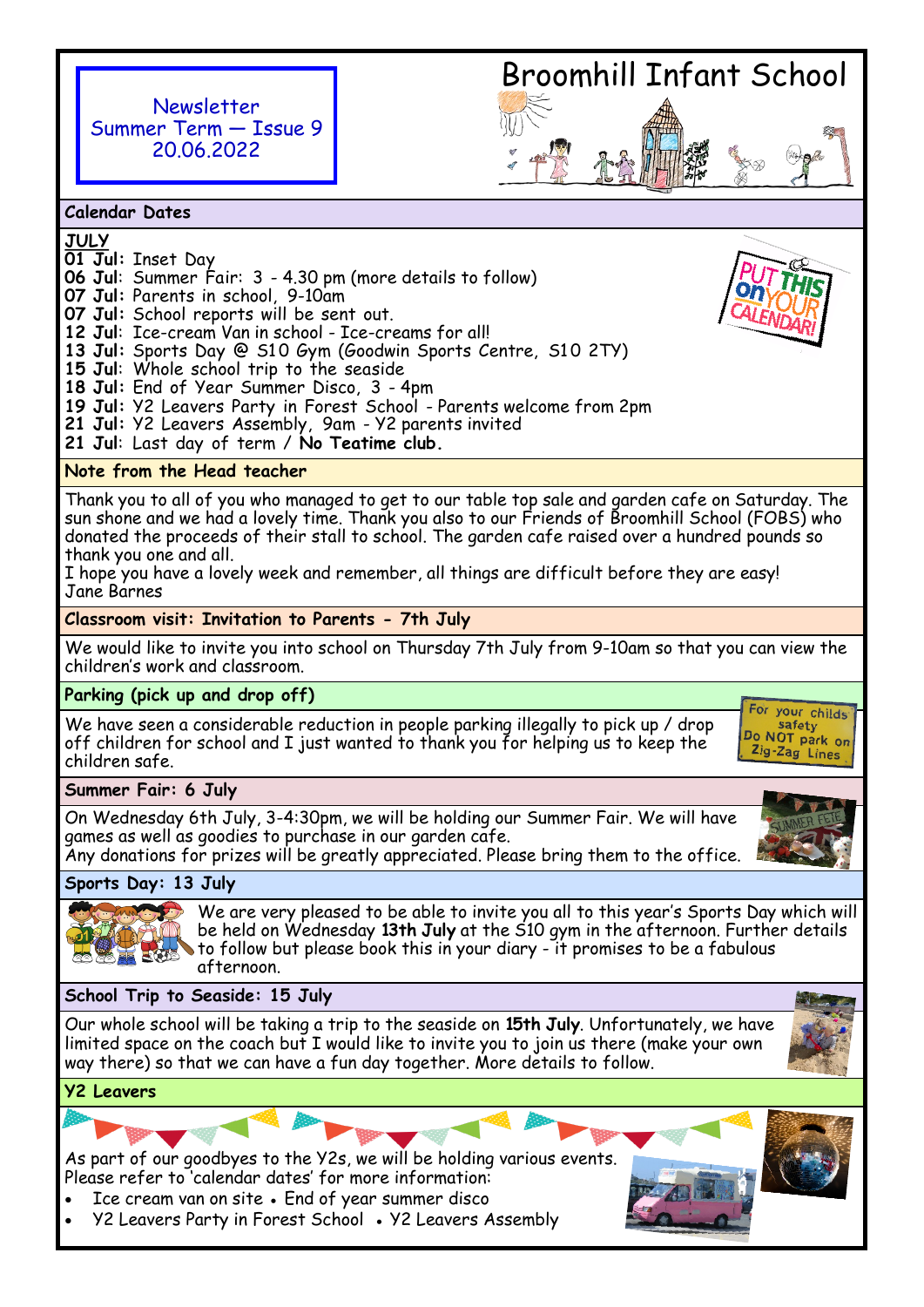# Broomhill Infant School

Newsletter
Summer Term — Issue 9
20.06.2022

## Calendar Dates

**JULY**

- **01 Jul**: Inset Day
- **06 Jul**: Summer Fair: 3 - 4.30 pm (more details to follow)
- **07 Jul**: Parents in school, 9-10am
- **07 Jul**: School reports will be sent out.
- **12 Jul**: Ice-cream Van in school - Ice-creams for all!
- **13 Jul**: Sports Day @ S10 Gym (Goodwin Sports Centre, S10 2TY)
- **15 Jul**: Whole school trip to the seaside
- **18 Jul**: End of Year Summer Disco, 3 - 4pm
- **19 Jul**: Y2 Leavers Party in Forest School - Parents welcome from 2pm
- **21 Jul**: Y2 Leavers Assembly, 9am - Y2 parents invited
- **21 Jul**: Last day of term / **No Teatime club.**

## Note from the Head teacher

Thank you to all of you who managed to get to our table top sale and garden cafe on Saturday. The sun shone and we had a lovely time. Thank you also to our Friends of Broomhill School (FOBS) who donated the proceeds of their stall to school. The garden cafe raised over a hundred pounds so thank you one and all.

I hope you have a lovely week and remember, all things are difficult before they are easy!

Jane Barnes

## Classroom visit: Invitation to Parents - 7th July

We would like to invite you into school on Thursday 7th July from 9-10am so that you can view the children's work and classroom.

## Parking (pick up and drop off)

We have seen a considerable reduction in people parking illegally to pick up / drop off children for school and I just wanted to thank you for helping us to keep the children safe.

## Summer Fair: 6 July

On Wednesday 6th July, 3-4:30pm, we will be holding our Summer Fair. We will have games as well as goodies to purchase in our garden cafe.

Any donations for prizes will be greatly appreciated. Please bring them to the office.

## Sports Day: 13 July

We are very pleased to be able to invite you all to this year's Sports Day which will be held on Wednesday **13th July** at the S10 gym in the afternoon. Further details to follow but please book this in your diary - it promises to be a fabulous afternoon.

## School Trip to Seaside: 15 July

Our whole school will be taking a trip to the seaside on **15th July**. Unfortunately, we have limited space on the coach but I would like to invite you to join us there (make your own way there) so that we can have a fun day together. More details to follow.

## Y2 Leavers

As part of our goodbyes to the Y2s, we will be holding various events. Please refer to 'calendar dates' for more information:

- Ice cream van on site
- End of year summer disco
- Y2 Leavers Party in Forest School
- Y2 Leavers Assembly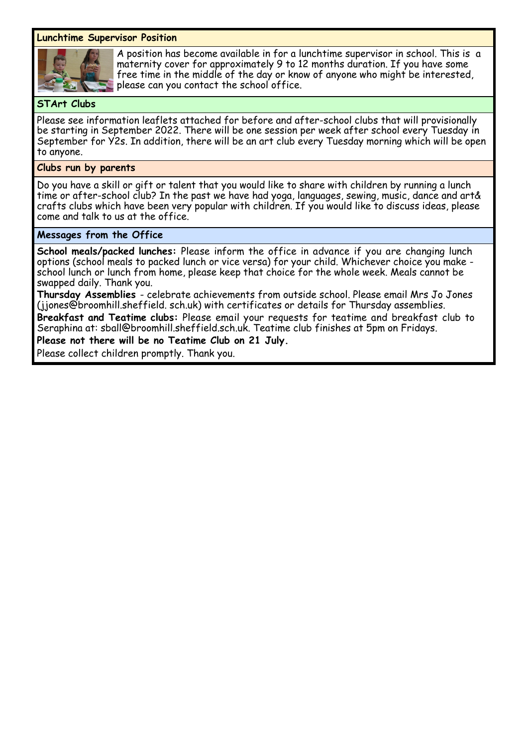## Lunchtime Supervisor Position

A position has become available in for a lunchtime supervisor in school. This is a maternity cover for approximately 9 to 12 months duration. If you have some free time in the middle of the day or know of anyone who might be interested, please can you contact the school office.

## STArt Clubs

Please see information leaflets attached for before and after-school clubs that will provisionally be starting in September 2022. There will be one session per week after school every Tuesday in September for Y2s. In addition, there will be an art club every Tuesday morning which will be open to anyone.

## Clubs run by parents

Do you have a skill or gift or talent that you would like to share with children by running a lunch time or after-school club? In the past we have had yoga, languages, sewing, music, dance and art& crafts clubs which have been very popular with children. If you would like to discuss ideas, please come and talk to us at the office.

## Messages from the Office

**School meals/packed lunches:** Please inform the office in advance if you are changing lunch options (school meals to packed lunch or vice versa) for your child. Whichever choice you make - school lunch or lunch from home, please keep that choice for the whole week. Meals cannot be swapped daily. Thank you.

**Thursday Assemblies** - celebrate achievements from outside school. Please email Mrs Jo Jones (jjones@broomhill.sheffield. sch.uk) with certificates or details for Thursday assemblies.

**Breakfast and Teatime clubs:** Please email your requests for teatime and breakfast club to Seraphina at: sball@broomhill.sheffield.sch.uk. Teatime club finishes at 5pm on Fridays.

**Please not there will be no Teatime Club on 21 July.**

Please collect children promptly. Thank you.